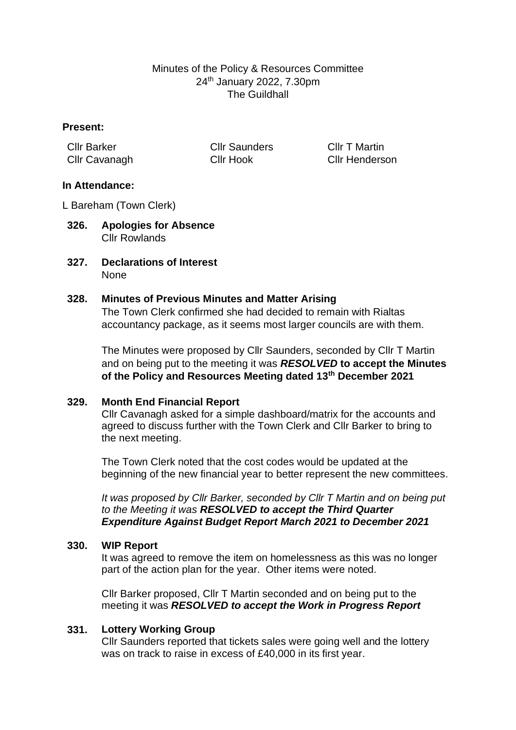Minutes of the Policy & Resources Committee
24th January 2022, 7.30pm
The Guildhall

**Present:**

| | | |
|---|---|---|
| Cllr Barker | Cllr Saunders | Cllr T Martin |
| Cllr Cavanagh | Cllr Hook | Cllr Henderson |

**In Attendance:**

L Bareham (Town Clerk)

**326. Apologies for Absence**
Cllr Rowlands

**327. Declarations of Interest**
None

**328. Minutes of Previous Minutes and Matter Arising**
The Town Clerk confirmed she had decided to remain with Rialtas accountancy package, as it seems most larger councils are with them.

The Minutes were proposed by Cllr Saunders, seconded by Cllr T Martin and on being put to the meeting it was ***RESOLVED*** **to accept the Minutes of the Policy and Resources Meeting dated 13th December 2021**

**329. Month End Financial Report**
Cllr Cavanagh asked for a simple dashboard/matrix for the accounts and agreed to discuss further with the Town Clerk and Cllr Barker to bring to the next meeting.

The Town Clerk noted that the cost codes would be updated at the beginning of the new financial year to better represent the new committees.

*It was proposed by Cllr Barker, seconded by Cllr T Martin and on being put to the Meeting it was **RESOLVED to accept the Third Quarter Expenditure Against Budget Report March 2021 to December 2021***

**330. WIP Report**
It was agreed to remove the item on homelessness as this was no longer part of the action plan for the year. Other items were noted.

Cllr Barker proposed, Cllr T Martin seconded and on being put to the meeting it was ***RESOLVED to accept the Work in Progress Report***

**331. Lottery Working Group**
Cllr Saunders reported that tickets sales were going well and the lottery was on track to raise in excess of £40,000 in its first year.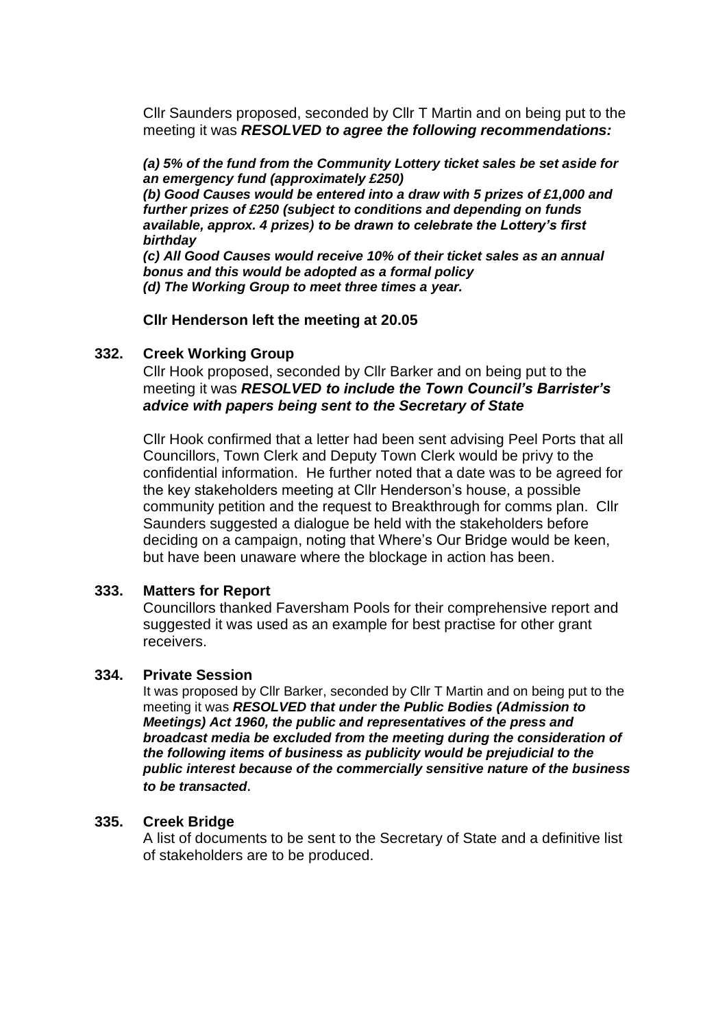Cllr Saunders proposed, seconded by Cllr T Martin and on being put to the meeting it was ***RESOLVED to agree the following recommendations:***

***(a) 5% of the fund from the Community Lottery ticket sales be set aside for an emergency fund (approximately £250)***
***(b) Good Causes would be entered into a draw with 5 prizes of £1,000 and further prizes of £250 (subject to conditions and depending on funds available, approx. 4 prizes) to be drawn to celebrate the Lottery's first birthday***
***(c) All Good Causes would receive 10% of their ticket sales as an annual bonus and this would be adopted as a formal policy***
***(d) The Working Group to meet three times a year.***

**Cllr Henderson left the meeting at 20.05**

## 332. Creek Working Group

Cllr Hook proposed, seconded by Cllr Barker and on being put to the meeting it was ***RESOLVED to include the Town Council's Barrister's advice with papers being sent to the Secretary of State***

Cllr Hook confirmed that a letter had been sent advising Peel Ports that all Councillors, Town Clerk and Deputy Town Clerk would be privy to the confidential information. He further noted that a date was to be agreed for the key stakeholders meeting at Cllr Henderson's house, a possible community petition and the request to Breakthrough for comms plan. Cllr Saunders suggested a dialogue be held with the stakeholders before deciding on a campaign, noting that Where's Our Bridge would be keen, but have been unaware where the blockage in action has been.

## 333. Matters for Report

Councillors thanked Faversham Pools for their comprehensive report and suggested it was used as an example for best practise for other grant receivers.

## 334. Private Session

It was proposed by Cllr Barker, seconded by Cllr T Martin and on being put to the meeting it was ***RESOLVED that under the Public Bodies (Admission to Meetings) Act 1960, the public and representatives of the press and broadcast media be excluded from the meeting during the consideration of the following items of business as publicity would be prejudicial to the public interest because of the commercially sensitive nature of the business to be transacted***.

## 335. Creek Bridge

A list of documents to be sent to the Secretary of State and a definitive list of stakeholders are to be produced.